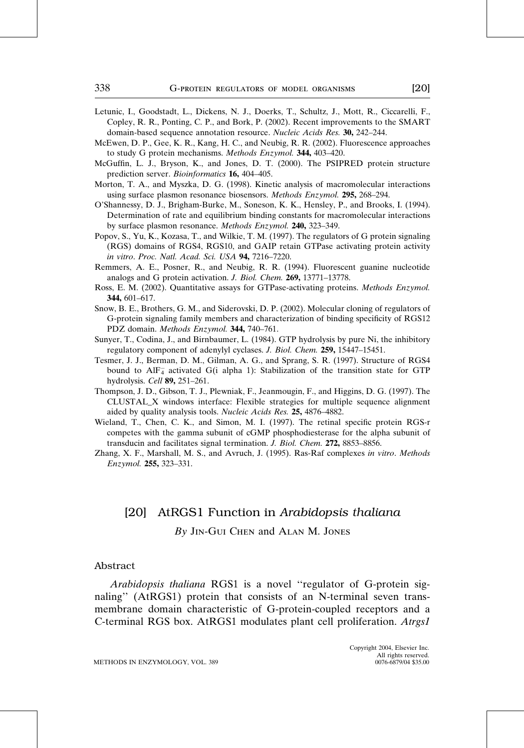Letunic, I., Goodstadt, L., Dickens, N. J., Doerks, T., Schultz, J., Mott, R., Ciccarelli, F., Copley, R. R., Ponting, C. P., and Bork, P. (2002). Recent improvements to the SMART domain-based sequence annotation resource. *Nucleic Acids Res.* **30,** 242–244.

McEwen, D. P., Gee, K. R., Kang, H. C., and Neubig, R. R. (2002). Fluorescence approaches to study G protein mechanisms. *Methods Enzymol.* **344,** 403–420.

McGuffin, L. J., Bryson, K., and Jones, D. T. (2000). The PSIPRED protein structure prediction server. *Bioinformatics* **16,** 404–405.

Morton, T. A., and Myszka, D. G. (1998). Kinetic analysis of macromolecular interactions using surface plasmon resonance biosensors. *Methods Enzymol.* **295,** 268–294.

O'Shannessy, D. J., Brigham-Burke, M., Soneson, K. K., Hensley, P., and Brooks, I. (1994). Determination of rate and equilibrium binding constants for macromolecular interactions by surface plasmon resonance. *Methods Enzymol.* **240,** 323–349.

Popov, S., Yu, K., Kozasa, T., and Wilkie, T. M. (1997). The regulators of G protein signaling (RGS) domains of RGS4, RGS10, and GAIP retain GTPase activating protein activity *in vitro*. *Proc. Natl. Acad. Sci. USA* **94,** 7216–7220.

Remmers, A. E., Posner, R., and Neubig, R. R. (1994). Fluorescent guanine nucleotide analogs and G protein activation. *J. Biol. Chem.* **269,** 13771–13778.

Ross, E. M. (2002). Quantitative assays for GTPase-activating proteins. *Methods Enzymol.* **344,** 601–617.

Snow, B. E., Brothers, G. M., and Siderovski, D. P. (2002). Molecular cloning of regulators of G-protein signaling family members and characterization of binding specificity of RGS12 PDZ domain. *Methods Enzymol.* **344,** 740–761.

Sunyer, T., Codina, J., and Birnbaumer, L. (1984). GTP hydrolysis by pure Ni, the inhibitory regulatory component of adenylyl cyclases. *J. Biol. Chem.* **259,** 15447–15451.

Tesmer, J. J., Berman, D. M., Gilman, A. G., and Sprang, S. R. (1997). Structure of RGS4 bound to $AlF_4^-$ activated G(i alpha 1): Stabilization of the transition state for GTP hydrolysis. *Cell* **89,** 251–261.

Thompson, J. D., Gibson, T. J., Plewniak, F., Jeanmougin, F., and Higgins, D. G. (1997). The CLUSTAL_X windows interface: Flexible strategies for multiple sequence alignment aided by quality analysis tools. *Nucleic Acids Res.* **25,** 4876–4882.

Wieland, T., Chen, C. K., and Simon, M. I. (1997). The retinal specific protein RGS-r competes with the gamma subunit of cGMP phosphodiesterase for the alpha subunit of transducin and facilitates signal termination. *J. Biol. Chem.* **272,** 8853–8856.

Zhang, X. F., Marshall, M. S., and Avruch, J. (1995). Ras-Raf complexes *in vitro*. *Methods Enzymol.* **255,** 323–331.

# [20] AtRGS1 Function in *Arabidopsis thaliana*

*By* Jin-Gui Chen and Alan M. Jones

## Abstract

*Arabidopsis thaliana* RGS1 is a novel "regulator of G-protein signaling" (AtRGS1) protein that consists of an N-terminal seven transmembrane domain characteristic of G-protein-coupled receptors and a C-terminal RGS box. AtRGS1 modulates plant cell proliferation. *Atrgs1*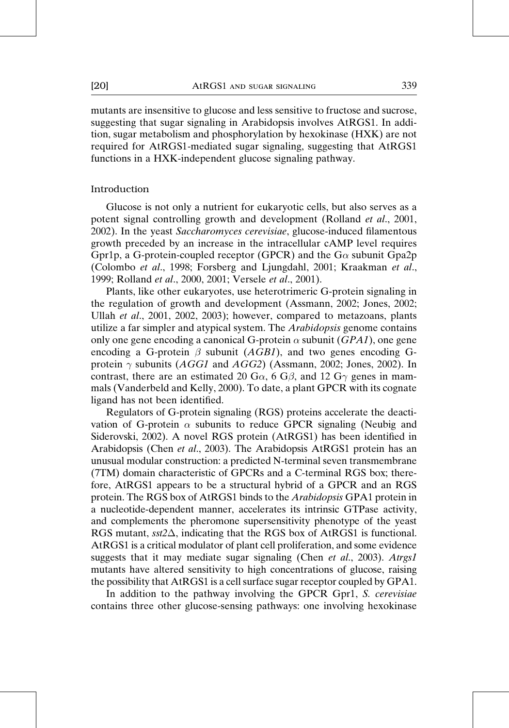mutants are insensitive to glucose and less sensitive to fructose and sucrose, suggesting that sugar signaling in Arabidopsis involves AtRGS1. In addition, sugar metabolism and phosphorylation by hexokinase (HXK) are not required for AtRGS1-mediated sugar signaling, suggesting that AtRGS1 functions in a HXK-independent glucose signaling pathway.

## Introduction

Glucose is not only a nutrient for eukaryotic cells, but also serves as a potent signal controlling growth and development (Rolland *et al*., 2001, 2002). In the yeast *Saccharomyces cerevisiae*, glucose-induced filamentous growth preceded by an increase in the intracellular cAMP level requires Gpr1p, a G-protein-coupled receptor (GPCR) and the G$\alpha$ subunit Gpa2p (Colombo *et al*., 1998; Forsberg and Ljungdahl, 2001; Kraakman *et al*., 1999; Rolland *et al*., 2000, 2001; Versele *et al*., 2001).

Plants, like other eukaryotes, use heterotrimeric G-protein signaling in the regulation of growth and development (Assmann, 2002; Jones, 2002; Ullah *et al*., 2001, 2002, 2003); however, compared to metazoans, plants utilize a far simpler and atypical system. The *Arabidopsis* genome contains only one gene encoding a canonical G-protein $\alpha$ subunit (*GPA1*), one gene encoding a G-protein $\beta$ subunit (*AGB1*), and two genes encoding G-protein $\gamma$ subunits (*AGG1* and *AGG2*) (Assmann, 2002; Jones, 2002). In contrast, there are an estimated 20 G$\alpha$, 6 G$\beta$, and 12 G$\gamma$ genes in mammals (Vanderbeld and Kelly, 2000). To date, a plant GPCR with its cognate ligand has not been identified.

Regulators of G-protein signaling (RGS) proteins accelerate the deactivation of G-protein $\alpha$ subunits to reduce GPCR signaling (Neubig and Siderovski, 2002). A novel RGS protein (AtRGS1) has been identified in Arabidopsis (Chen *et al*., 2003). The Arabidopsis AtRGS1 protein has an unusual modular construction: a predicted N-terminal seven transmembrane (7TM) domain characteristic of GPCRs and a C-terminal RGS box; therefore, AtRGS1 appears to be a structural hybrid of a GPCR and an RGS protein. The RGS box of AtRGS1 binds to the *Arabidopsis* GPA1 protein in a nucleotide-dependent manner, accelerates its intrinsic GTPase activity, and complements the pheromone supersensitivity phenotype of the yeast RGS mutant, *sst2*$\Delta$, indicating that the RGS box of AtRGS1 is functional. AtRGS1 is a critical modulator of plant cell proliferation, and some evidence suggests that it may mediate sugar signaling (Chen *et al*., 2003). *Atrgs1* mutants have altered sensitivity to high concentrations of glucose, raising the possibility that AtRGS1 is a cell surface sugar receptor coupled by GPA1.

In addition to the pathway involving the GPCR Gpr1, *S. cerevisiae* contains three other glucose-sensing pathways: one involving hexokinase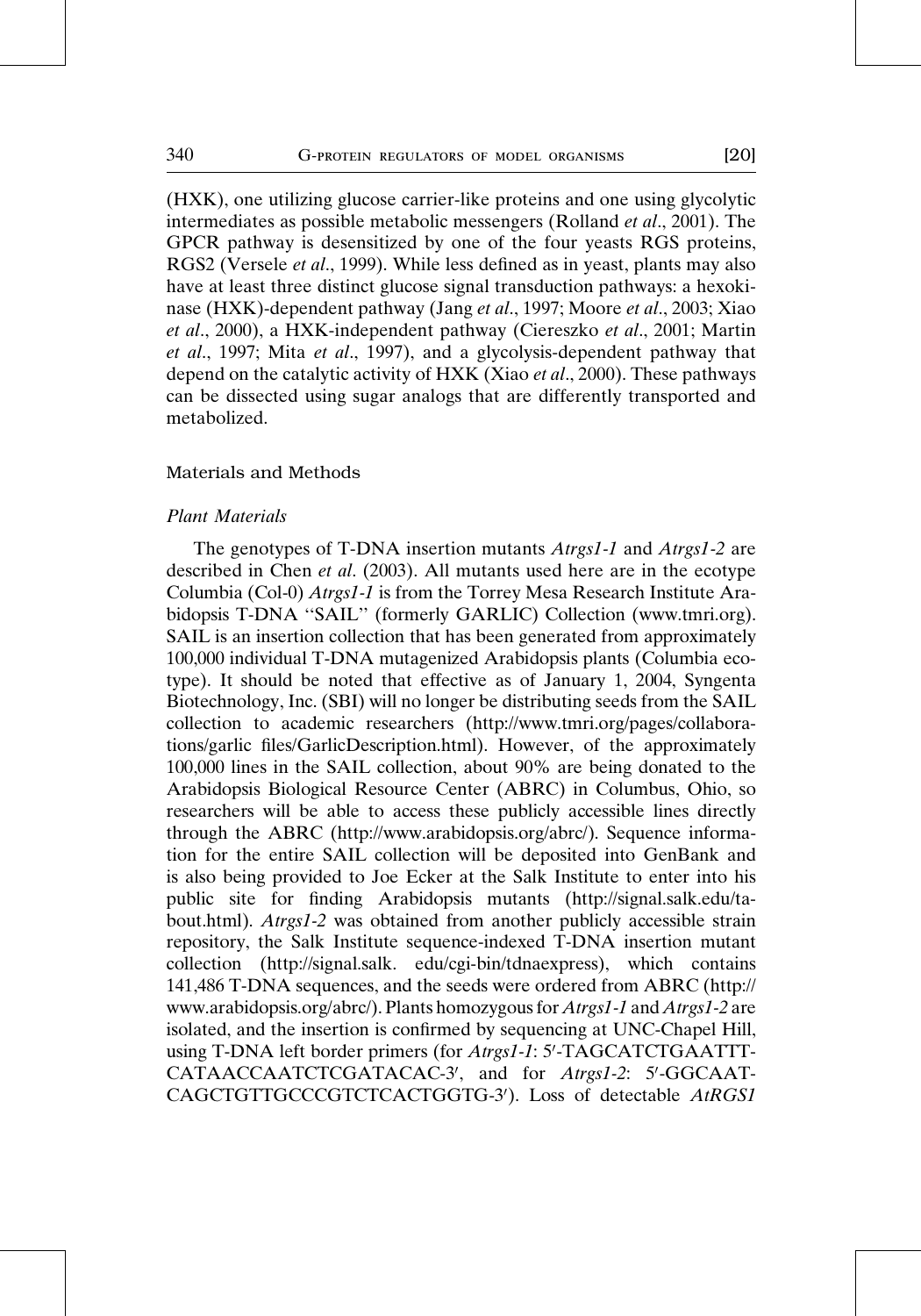(HXK), one utilizing glucose carrier-like proteins and one using glycolytic intermediates as possible metabolic messengers (Rolland *et al*., 2001). The GPCR pathway is desensitized by one of the four yeasts RGS proteins, RGS2 (Versele *et al*., 1999). While less defined as in yeast, plants may also have at least three distinct glucose signal transduction pathways: a hexokinase (HXK)-dependent pathway (Jang *et al*., 1997; Moore *et al*., 2003; Xiao *et al*., 2000), a HXK-independent pathway (Ciereszko *et al*., 2001; Martin *et al*., 1997; Mita *et al*., 1997), and a glycolysis-dependent pathway that depend on the catalytic activity of HXK (Xiao *et al*., 2000). These pathways can be dissected using sugar analogs that are differently transported and metabolized.

## Materials and Methods

### *Plant Materials*

The genotypes of T-DNA insertion mutants *Atrgs1-1* and *Atrgs1-2* are described in Chen *et al*. (2003). All mutants used here are in the ecotype Columbia (Col-0) *Atrgs1-1* is from the Torrey Mesa Research Institute Arabidopsis T-DNA "SAIL" (formerly GARLIC) Collection (www.tmri.org). SAIL is an insertion collection that has been generated from approximately 100,000 individual T-DNA mutagenized Arabidopsis plants (Columbia ecotype). It should be noted that effective as of January 1, 2004, Syngenta Biotechnology, Inc. (SBI) will no longer be distributing seeds from the SAIL collection to academic researchers (http://www.tmri.org/pages/collaborations/garlic files/GarlicDescription.html). However, of the approximately 100,000 lines in the SAIL collection, about 90% are being donated to the Arabidopsis Biological Resource Center (ABRC) in Columbus, Ohio, so researchers will be able to access these publicly accessible lines directly through the ABRC (http://www.arabidopsis.org/abrc/). Sequence information for the entire SAIL collection will be deposited into GenBank and is also being provided to Joe Ecker at the Salk Institute to enter into his public site for finding Arabidopsis mutants (http://signal.salk.edu/tabout.html). *Atrgs1-2* was obtained from another publicly accessible strain repository, the Salk Institute sequence-indexed T-DNA insertion mutant collection (http://signal.salk. edu/cgi-bin/tdnaexpress), which contains 141,486 T-DNA sequences, and the seeds were ordered from ABRC (http://www.arabidopsis.org/abrc/). Plants homozygous for *Atrgs1-1* and *Atrgs1-2* are isolated, and the insertion is confirmed by sequencing at UNC-Chapel Hill, using T-DNA left border primers (for *Atrgs1-1*: 5′-TAGCATCTGAATTTCATAACCAATCTCGATACAC-3′, and for *Atrgs1-2*: 5′-GGCAATCAGCTGTTGCCCGTCTCACTGGTG-3′). Loss of detectable *AtRGS1*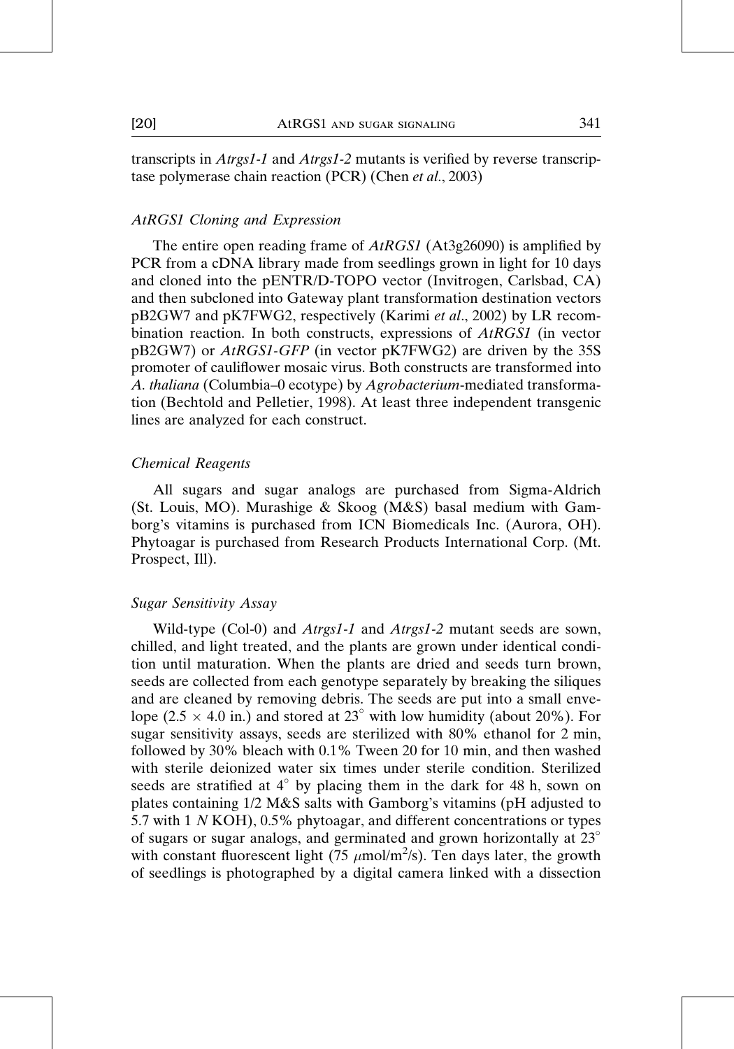transcripts in *Atrgs1-1* and *Atrgs1-2* mutants is verified by reverse transcriptase polymerase chain reaction (PCR) (Chen *et al.*, 2003)

### *AtRGS1 Cloning and Expression*

The entire open reading frame of *AtRGS1* (At3g26090) is amplified by PCR from a cDNA library made from seedlings grown in light for 10 days and cloned into the pENTR/D-TOPO vector (Invitrogen, Carlsbad, CA) and then subcloned into Gateway plant transformation destination vectors pB2GW7 and pK7FWG2, respectively (Karimi *et al.*, 2002) by LR recombination reaction. In both constructs, expressions of *AtRGS1* (in vector pB2GW7) or *AtRGS1-GFP* (in vector pK7FWG2) are driven by the 35S promoter of cauliflower mosaic virus. Both constructs are transformed into *A. thaliana* (Columbia–0 ecotype) by *Agrobacterium*-mediated transformation (Bechtold and Pelletier, 1998). At least three independent transgenic lines are analyzed for each construct.

### *Chemical Reagents*

All sugars and sugar analogs are purchased from Sigma-Aldrich (St. Louis, MO). Murashige & Skoog (M&S) basal medium with Gamborg's vitamins is purchased from ICN Biomedicals Inc. (Aurora, OH). Phytoagar is purchased from Research Products International Corp. (Mt. Prospect, Ill).

### *Sugar Sensitivity Assay*

Wild-type (Col-0) and *Atrgs1-1* and *Atrgs1-2* mutant seeds are sown, chilled, and light treated, and the plants are grown under identical condition until maturation. When the plants are dried and seeds turn brown, seeds are collected from each genotype separately by breaking the siliques and are cleaned by removing debris. The seeds are put into a small envelope ($2.5 \times 4.0$ in.) and stored at 23° with low humidity (about 20%). For sugar sensitivity assays, seeds are sterilized with 80% ethanol for 2 min, followed by 30% bleach with 0.1% Tween 20 for 10 min, and then washed with sterile deionized water six times under sterile condition. Sterilized seeds are stratified at 4° by placing them in the dark for 48 h, sown on plates containing 1/2 M&S salts with Gamborg's vitamins (pH adjusted to 5.7 with 1 *N* KOH), 0.5% phytoagar, and different concentrations or types of sugars or sugar analogs, and germinated and grown horizontally at 23° with constant fluorescent light (75 $\mu$mol/m$^2$/s). Ten days later, the growth of seedlings is photographed by a digital camera linked with a dissection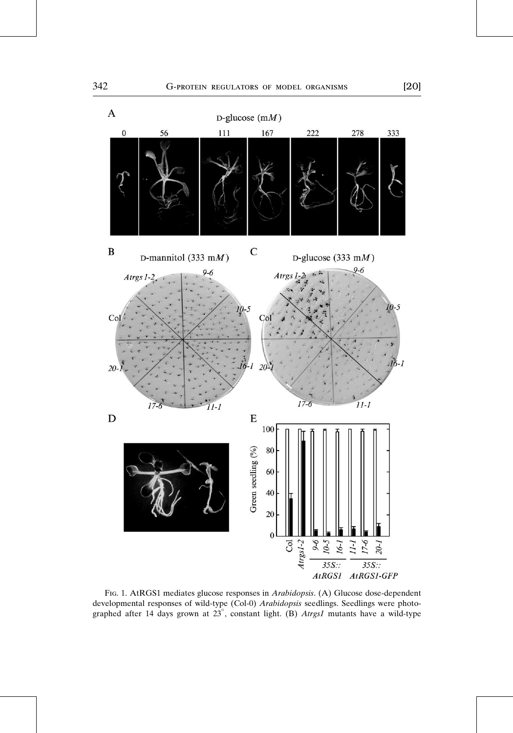FIG. 1. AtRGS1 mediates glucose responses in *Arabidopsis*. (A) Glucose dose-dependent developmental responses of wild-type (Col-0) *Arabidopsis* seedlings. Seedlings were photographed after 14 days grown at 23°, constant light. (B) *Atrgs1* mutants have a wild-type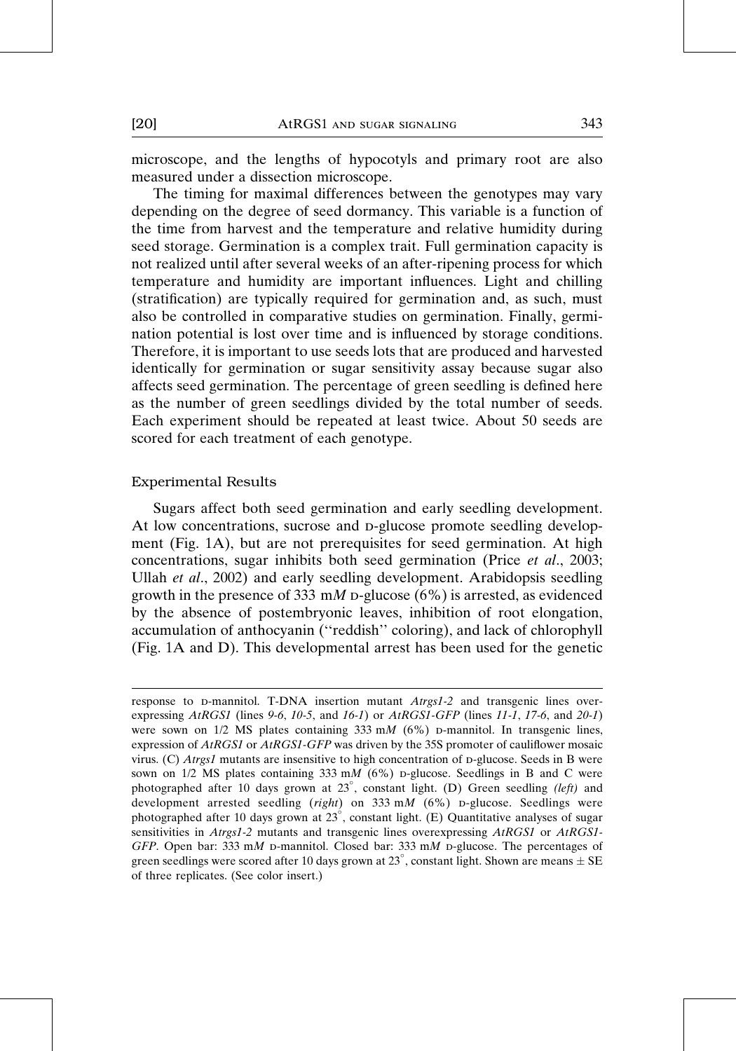microscope, and the lengths of hypocotyls and primary root are also measured under a dissection microscope.

The timing for maximal differences between the genotypes may vary depending on the degree of seed dormancy. This variable is a function of the time from harvest and the temperature and relative humidity during seed storage. Germination is a complex trait. Full germination capacity is not realized until after several weeks of an after-ripening process for which temperature and humidity are important influences. Light and chilling (stratification) are typically required for germination and, as such, must also be controlled in comparative studies on germination. Finally, germination potential is lost over time and is influenced by storage conditions. Therefore, it is important to use seeds lots that are produced and harvested identically for germination or sugar sensitivity assay because sugar also affects seed germination. The percentage of green seedling is defined here as the number of green seedlings divided by the total number of seeds. Each experiment should be repeated at least twice. About 50 seeds are scored for each treatment of each genotype.

### Experimental Results

Sugars affect both seed germination and early seedling development. At low concentrations, sucrose and D-glucose promote seedling development (Fig. 1A), but are not prerequisites for seed germination. At high concentrations, sugar inhibits both seed germination (Price *et al*., 2003; Ullah *et al*., 2002) and early seedling development. Arabidopsis seedling growth in the presence of 333 m*M* D-glucose (6%) is arrested, as evidenced by the absence of postembryonic leaves, inhibition of root elongation, accumulation of anthocyanin (''reddish'' coloring), and lack of chlorophyll (Fig. 1A and D). This developmental arrest has been used for the genetic

response to D-mannitol. T-DNA insertion mutant *Atrgs1-2* and transgenic lines overexpressing *AtRGS1* (lines *9-6*, *10-5*, and *16-1*) or *AtRGS1-GFP* (lines *11-1*, *17-6*, and *20-1*) were sown on 1/2 MS plates containing 333 m*M* (6%) D-mannitol. In transgenic lines, expression of *AtRGS1* or *AtRGS1-GFP* was driven by the 35S promoter of cauliflower mosaic virus. (C) *Atrgs1* mutants are insensitive to high concentration of D-glucose. Seeds in B were sown on 1/2 MS plates containing 333 m*M* (6%) D-glucose. Seedlings in B and C were photographed after 10 days grown at 23°, constant light. (D) Green seedling *(left)* and development arrested seedling (*right*) on 333 m*M* (6%) D-glucose. Seedlings were photographed after 10 days grown at 23°, constant light. (E) Quantitative analyses of sugar sensitivities in *Atrgs1-2* mutants and transgenic lines overexpressing *AtRGS1* or *AtRGS1-GFP*. Open bar: 333 m*M* D-mannitol. Closed bar: 333 m*M* D-glucose. The percentages of green seedlings were scored after 10 days grown at 23°, constant light. Shown are means $\pm$ SE of three replicates. (See color insert.)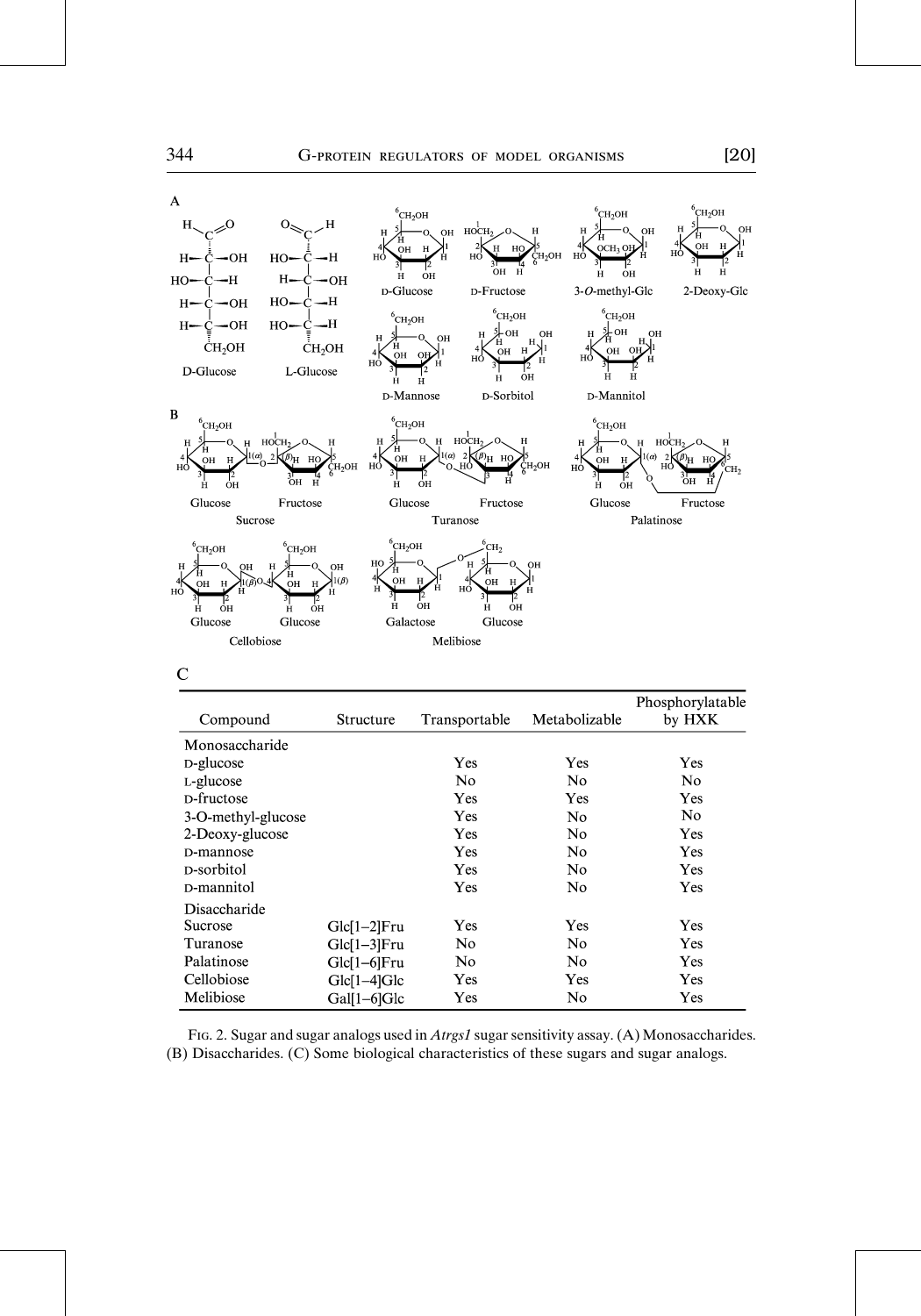A

B

C

| Compound | Structure | Transportable | Metabolizable | Phosphorylatable by HXK |
|---|---|---|---|---|
| Monosaccharide | | | | |
| D-glucose | | Yes | Yes | Yes |
| L-glucose | | No | No | No |
| D-fructose | | Yes | Yes | Yes |
| 3-O-methyl-glucose | | Yes | No | No |
| 2-Deoxy-glucose | | Yes | No | Yes |
| D-mannose | | Yes | No | Yes |
| D-sorbitol | | Yes | No | Yes |
| D-mannitol | | Yes | No | Yes |
| Disaccharide | | | | |
| Sucrose | Glc[1–2]Fru | Yes | Yes | Yes |
| Turanose | Glc[1–3]Fru | No | No | Yes |
| Palatinose | Glc[1–6]Fru | No | No | Yes |
| Cellobiose | Glc[1–4]Glc | Yes | Yes | Yes |
| Melibiose | Gal[1–6]Glc | Yes | No | Yes |

Fig. 2. Sugar and sugar analogs used in *Atrgs1* sugar sensitivity assay. (A) Monosaccharides. (B) Disaccharides. (C) Some biological characteristics of these sugars and sugar analogs.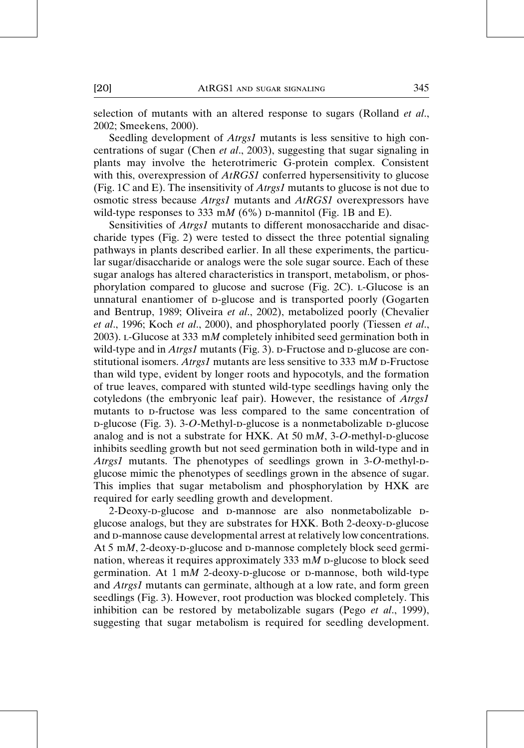selection of mutants with an altered response to sugars (Rolland *et al*., 2002; Smeekens, 2000).

Seedling development of *Atrgs1* mutants is less sensitive to high concentrations of sugar (Chen *et al*., 2003), suggesting that sugar signaling in plants may involve the heterotrimeric G-protein complex. Consistent with this, overexpression of *AtRGS1* conferred hypersensitivity to glucose (Fig. 1C and E). The insensitivity of *Atrgs1* mutants to glucose is not due to osmotic stress because *Atrgs1* mutants and *AtRGS1* overexpressors have wild-type responses to 333 m*M* (6%) D-mannitol (Fig. 1B and E).

Sensitivities of *Atrgs1* mutants to different monosaccharide and disaccharide types (Fig. 2) were tested to dissect the three potential signaling pathways in plants described earlier. In all these experiments, the particular sugar/disaccharide or analogs were the sole sugar source. Each of these sugar analogs has altered characteristics in transport, metabolism, or phosphorylation compared to glucose and sucrose (Fig. 2C). L-Glucose is an unnatural enantiomer of D-glucose and is transported poorly (Gogarten and Bentrup, 1989; Oliveira *et al*., 2002), metabolized poorly (Chevalier *et al*., 1996; Koch *et al*., 2000), and phosphorylated poorly (Tiessen *et al*., 2003). L-Glucose at 333 m*M* completely inhibited seed germination both in wild-type and in *Atrgs1* mutants (Fig. 3). D-Fructose and D-glucose are constitutional isomers. *Atrgs1* mutants are less sensitive to 333 m*M* D-Fructose than wild type, evident by longer roots and hypocotyls, and the formation of true leaves, compared with stunted wild-type seedlings having only the cotyledons (the embryonic leaf pair). However, the resistance of *Atrgs1* mutants to D-fructose was less compared to the same concentration of D-glucose (Fig. 3). 3-*O*-Methyl-D-glucose is a nonmetabolizable D-glucose analog and is not a substrate for HXK. At 50 m*M*, 3-*O*-methyl-D-glucose inhibits seedling growth but not seed germination both in wild-type and in *Atrgs1* mutants. The phenotypes of seedlings grown in 3-*O*-methyl-D-glucose mimic the phenotypes of seedlings grown in the absence of sugar. This implies that sugar metabolism and phosphorylation by HXK are required for early seedling growth and development.

2-Deoxy-D-glucose and D-mannose are also nonmetabolizable D-glucose analogs, but they are substrates for HXK. Both 2-deoxy-D-glucose and D-mannose cause developmental arrest at relatively low concentrations. At 5 m*M*, 2-deoxy-D-glucose and D-mannose completely block seed germination, whereas it requires approximately 333 m*M* D-glucose to block seed germination. At 1 m*M* 2-deoxy-D-glucose or D-mannose, both wild-type and *Atrgs1* mutants can germinate, although at a low rate, and form green seedlings (Fig. 3). However, root production was blocked completely. This inhibition can be restored by metabolizable sugars (Pego *et al*., 1999), suggesting that sugar metabolism is required for seedling development.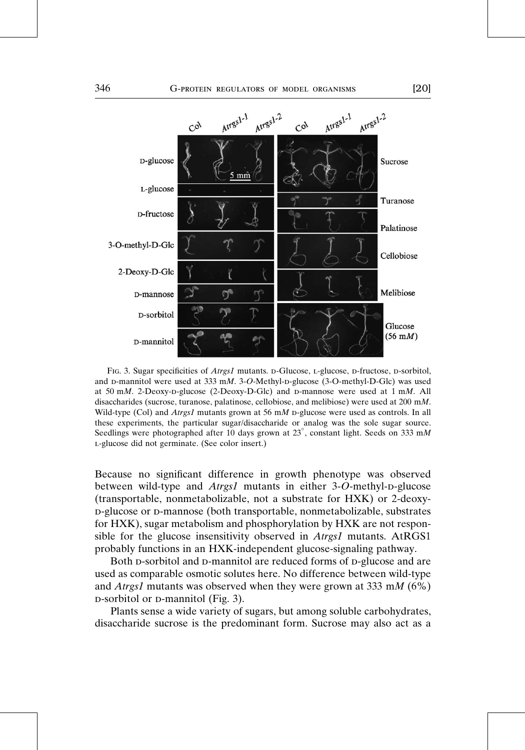Fig. 3. Sugar specificities of *Atrgs1* mutants. D-Glucose, L-glucose, D-fructose, D-sorbitol, and D-mannitol were used at 333 m*M*. 3-*O*-Methyl-D-glucose (3-O-methyl-D-Glc) was used at 50 m*M*. 2-Deoxy-D-glucose (2-Deoxy-D-Glc) and D-mannose were used at 1 m*M*. All disaccharides (sucrose, turanose, palatinose, cellobiose, and melibiose) were used at 200 m*M*. Wild-type (Col) and *Atrgs1* mutants grown at 56 m*M* D-glucose were used as controls. In all these experiments, the particular sugar/disaccharide or analog was the sole sugar source. Seedlings were photographed after 10 days grown at 23°, constant light. Seeds on 333 m*M* L-glucose did not germinate. (See color insert.)

Because no significant difference in growth phenotype was observed between wild-type and *Atrgs1* mutants in either 3-*O*-methyl-D-glucose (transportable, nonmetabolizable, not a substrate for HXK) or 2-deoxy-D-glucose or D-mannose (both transportable, nonmetabolizable, substrates for HXK), sugar metabolism and phosphorylation by HXK are not responsible for the glucose insensitivity observed in *Atrgs1* mutants. AtRGS1 probably functions in an HXK-independent glucose-signaling pathway.

Both D-sorbitol and D-mannitol are reduced forms of D-glucose and are used as comparable osmotic solutes here. No difference between wild-type and *Atrgs1* mutants was observed when they were grown at 333 m*M* (6%) D-sorbitol or D-mannitol (Fig. 3).

Plants sense a wide variety of sugars, but among soluble carbohydrates, disaccharide sucrose is the predominant form. Sucrose may also act as a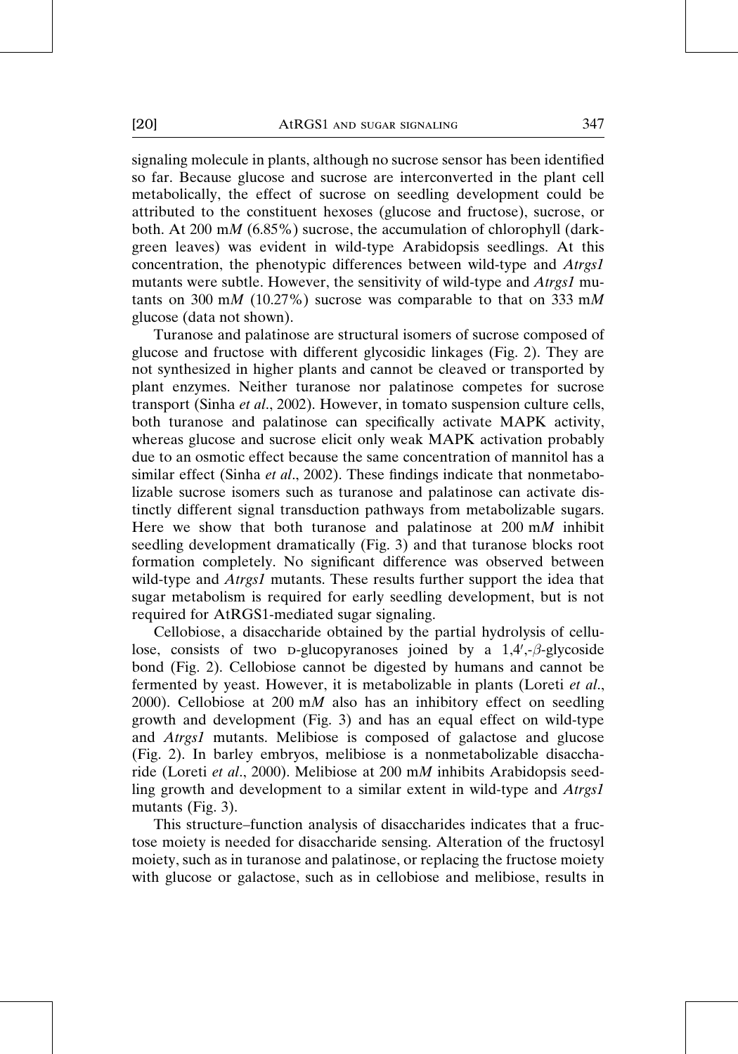signaling molecule in plants, although no sucrose sensor has been identified so far. Because glucose and sucrose are interconverted in the plant cell metabolically, the effect of sucrose on seedling development could be attributed to the constituent hexoses (glucose and fructose), sucrose, or both. At 200 m*M* (6.85%) sucrose, the accumulation of chlorophyll (dark-green leaves) was evident in wild-type Arabidopsis seedlings. At this concentration, the phenotypic differences between wild-type and *Atrgs1* mutants were subtle. However, the sensitivity of wild-type and *Atrgs1* mutants on 300 m*M* (10.27%) sucrose was comparable to that on 333 m*M* glucose (data not shown).

Turanose and palatinose are structural isomers of sucrose composed of glucose and fructose with different glycosidic linkages (Fig. 2). They are not synthesized in higher plants and cannot be cleaved or transported by plant enzymes. Neither turanose nor palatinose competes for sucrose transport (Sinha *et al*., 2002). However, in tomato suspension culture cells, both turanose and palatinose can specifically activate MAPK activity, whereas glucose and sucrose elicit only weak MAPK activation probably due to an osmotic effect because the same concentration of mannitol has a similar effect (Sinha *et al*., 2002). These findings indicate that nonmetabolizable sucrose isomers such as turanose and palatinose can activate distinctly different signal transduction pathways from metabolizable sugars. Here we show that both turanose and palatinose at 200 m*M* inhibit seedling development dramatically (Fig. 3) and that turanose blocks root formation completely. No significant difference was observed between wild-type and *Atrgs1* mutants. These results further support the idea that sugar metabolism is required for early seedling development, but is not required for AtRGS1-mediated sugar signaling.

Cellobiose, a disaccharide obtained by the partial hydrolysis of cellulose, consists of two D-glucopyranoses joined by a 1,4′,-$\beta$-glycoside bond (Fig. 2). Cellobiose cannot be digested by humans and cannot be fermented by yeast. However, it is metabolizable in plants (Loreti *et al*., 2000). Cellobiose at 200 m*M* also has an inhibitory effect on seedling growth and development (Fig. 3) and has an equal effect on wild-type and *Atrgs1* mutants. Melibiose is composed of galactose and glucose (Fig. 2). In barley embryos, melibiose is a nonmetabolizable disaccharide (Loreti *et al*., 2000). Melibiose at 200 m*M* inhibits Arabidopsis seedling growth and development to a similar extent in wild-type and *Atrgs1* mutants (Fig. 3).

This structure–function analysis of disaccharides indicates that a fructose moiety is needed for disaccharide sensing. Alteration of the fructosyl moiety, such as in turanose and palatinose, or replacing the fructose moiety with glucose or galactose, such as in cellobiose and melibiose, results in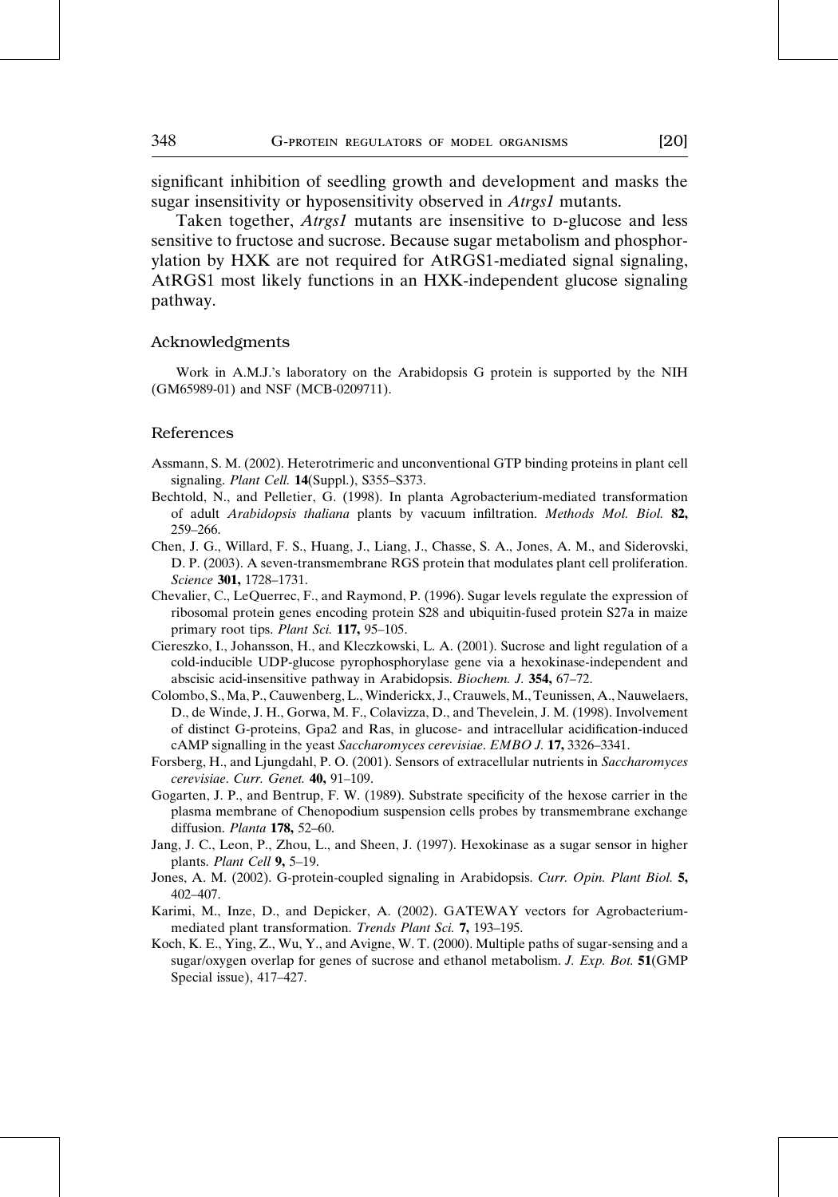significant inhibition of seedling growth and development and masks the sugar insensitivity or hyposensitivity observed in *Atrgs1* mutants.

Taken together, *Atrgs1* mutants are insensitive to D-glucose and less sensitive to fructose and sucrose. Because sugar metabolism and phosphorylation by HXK are not required for AtRGS1-mediated signal signaling, AtRGS1 most likely functions in an HXK-independent glucose signaling pathway.

## Acknowledgments

Work in A.M.J.'s laboratory on the Arabidopsis G protein is supported by the NIH (GM65989-01) and NSF (MCB-0209711).

## References

Assmann, S. M. (2002). Heterotrimeric and unconventional GTP binding proteins in plant cell signaling. *Plant Cell.* **14**(Suppl.), S355–S373.

Bechtold, N., and Pelletier, G. (1998). In planta Agrobacterium-mediated transformation of adult *Arabidopsis thaliana* plants by vacuum infiltration. *Methods Mol. Biol.* **82,** 259–266.

Chen, J. G., Willard, F. S., Huang, J., Liang, J., Chasse, S. A., Jones, A. M., and Siderovski, D. P. (2003). A seven-transmembrane RGS protein that modulates plant cell proliferation. *Science* **301,** 1728–1731.

Chevalier, C., LeQuerrec, F., and Raymond, P. (1996). Sugar levels regulate the expression of ribosomal protein genes encoding protein S28 and ubiquitin-fused protein S27a in maize primary root tips. *Plant Sci.* **117,** 95–105.

Ciereszko, I., Johansson, H., and Kleczkowski, L. A. (2001). Sucrose and light regulation of a cold-inducible UDP-glucose pyrophosphorylase gene via a hexokinase-independent and abscisic acid-insensitive pathway in Arabidopsis. *Biochem. J.* **354,** 67–72.

Colombo, S., Ma, P., Cauwenberg, L., Winderickx, J., Crauwels, M., Teunissen, A., Nauwelaers, D., de Winde, J. H., Gorwa, M. F., Colavizza, D., and Thevelein, J. M. (1998). Involvement of distinct G-proteins, Gpa2 and Ras, in glucose- and intracellular acidification-induced cAMP signalling in the yeast *Saccharomyces cerevisiae*. *EMBO J.* **17,** 3326–3341.

Forsberg, H., and Ljungdahl, P. O. (2001). Sensors of extracellular nutrients in *Saccharomyces cerevisiae*. *Curr. Genet.* **40,** 91–109.

Gogarten, J. P., and Bentrup, F. W. (1989). Substrate specificity of the hexose carrier in the plasma membrane of Chenopodium suspension cells probes by transmembrane exchange diffusion. *Planta* **178,** 52–60.

Jang, J. C., Leon, P., Zhou, L., and Sheen, J. (1997). Hexokinase as a sugar sensor in higher plants. *Plant Cell* **9,** 5–19.

Jones, A. M. (2002). G-protein-coupled signaling in Arabidopsis. *Curr. Opin. Plant Biol.* **5,** 402–407.

Karimi, M., Inze, D., and Depicker, A. (2002). GATEWAY vectors for Agrobacterium-mediated plant transformation. *Trends Plant Sci.* **7,** 193–195.

Koch, K. E., Ying, Z., Wu, Y., and Avigne, W. T. (2000). Multiple paths of sugar-sensing and a sugar/oxygen overlap for genes of sucrose and ethanol metabolism. *J. Exp. Bot.* **51**(GMP Special issue), 417–427.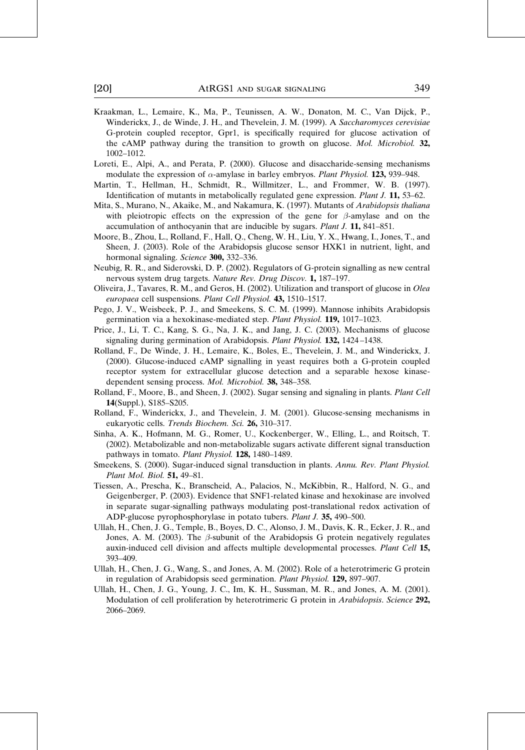Kraakman, L., Lemaire, K., Ma, P., Teunissen, A. W., Donaton, M. C., Van Dijck, P., Winderickx, J., de Winde, J. H., and Thevelein, J. M. (1999). A *Saccharomyces cerevisiae* G-protein coupled receptor, Gpr1, is specifically required for glucose activation of the cAMP pathway during the transition to growth on glucose. *Mol. Microbiol.* **32,** 1002–1012.

Loreti, E., Alpi, A., and Perata, P. (2000). Glucose and disaccharide-sensing mechanisms modulate the expression of $\alpha$-amylase in barley embryos. *Plant Physiol.* **123,** 939–948.

Martin, T., Hellman, H., Schmidt, R., Willmitzer, L., and Frommer, W. B. (1997). Identification of mutants in metabolically regulated gene expression. *Plant J.* **11,** 53–62.

Mita, S., Murano, N., Akaike, M., and Nakamura, K. (1997). Mutants of *Arabidopsis thaliana* with pleiotropic effects on the expression of the gene for $\beta$-amylase and on the accumulation of anthocyanin that are inducible by sugars. *Plant J.* **11,** 841–851.

Moore, B., Zhou, L., Rolland, F., Hall, Q., Cheng, W. H., Liu, Y. X., Hwang, I., Jones, T., and Sheen, J. (2003). Role of the Arabidopsis glucose sensor HXK1 in nutrient, light, and hormonal signaling. *Science* **300,** 332–336.

Neubig, R. R., and Siderovski, D. P. (2002). Regulators of G-protein signalling as new central nervous system drug targets. *Nature Rev. Drug Discov.* **1,** 187–197.

Oliveira, J., Tavares, R. M., and Geros, H. (2002). Utilization and transport of glucose in *Olea europaea* cell suspensions. *Plant Cell Physiol.* **43,** 1510–1517.

Pego, J. V., Weisbeek, P. J., and Smeekens, S. C. M. (1999). Mannose inhibits Arabidopsis germination via a hexokinase-mediated step. *Plant Physiol.* **119,** 1017–1023.

Price, J., Li, T. C., Kang, S. G., Na, J. K., and Jang, J. C. (2003). Mechanisms of glucose signaling during germination of Arabidopsis. *Plant Physiol.* **132,** 1424–1438.

Rolland, F., De Winde, J. H., Lemaire, K., Boles, E., Thevelein, J. M., and Winderickx, J. (2000). Glucose-induced cAMP signalling in yeast requires both a G-protein coupled receptor system for extracellular glucose detection and a separable hexose kinase-dependent sensing process. *Mol. Microbiol.* **38,** 348–358.

Rolland, F., Moore, B., and Sheen, J. (2002). Sugar sensing and signaling in plants. *Plant Cell* **14**(Suppl.), S185–S205.

Rolland, F., Winderickx, J., and Thevelein, J. M. (2001). Glucose-sensing mechanisms in eukaryotic cells. *Trends Biochem. Sci.* **26,** 310–317.

Sinha, A. K., Hofmann, M. G., Romer, U., Kockenberger, W., Elling, L., and Roitsch, T. (2002). Metabolizable and non-metabolizable sugars activate different signal transduction pathways in tomato. *Plant Physiol.* **128,** 1480–1489.

Smeekens, S. (2000). Sugar-induced signal transduction in plants. *Annu. Rev. Plant Physiol. Plant Mol. Biol.* **51,** 49–81.

Tiessen, A., Prescha, K., Branscheid, A., Palacios, N., McKibbin, R., Halford, N. G., and Geigenberger, P. (2003). Evidence that SNF1-related kinase and hexokinase are involved in separate sugar-signalling pathways modulating post-translational redox activation of ADP-glucose pyrophosphorylase in potato tubers. *Plant J.* **35,** 490–500.

Ullah, H., Chen, J. G., Temple, B., Boyes, D. C., Alonso, J. M., Davis, K. R., Ecker, J. R., and Jones, A. M. (2003). The $\beta$-subunit of the Arabidopsis G protein negatively regulates auxin-induced cell division and affects multiple developmental processes. *Plant Cell* **15,** 393–409.

Ullah, H., Chen, J. G., Wang, S., and Jones, A. M. (2002). Role of a heterotrimeric G protein in regulation of Arabidopsis seed germination. *Plant Physiol.* **129,** 897–907.

Ullah, H., Chen, J. G., Young, J. C., Im, K. H., Sussman, M. R., and Jones, A. M. (2001). Modulation of cell proliferation by heterotrimeric G protein in *Arabidopsis*. *Science* **292,** 2066–2069.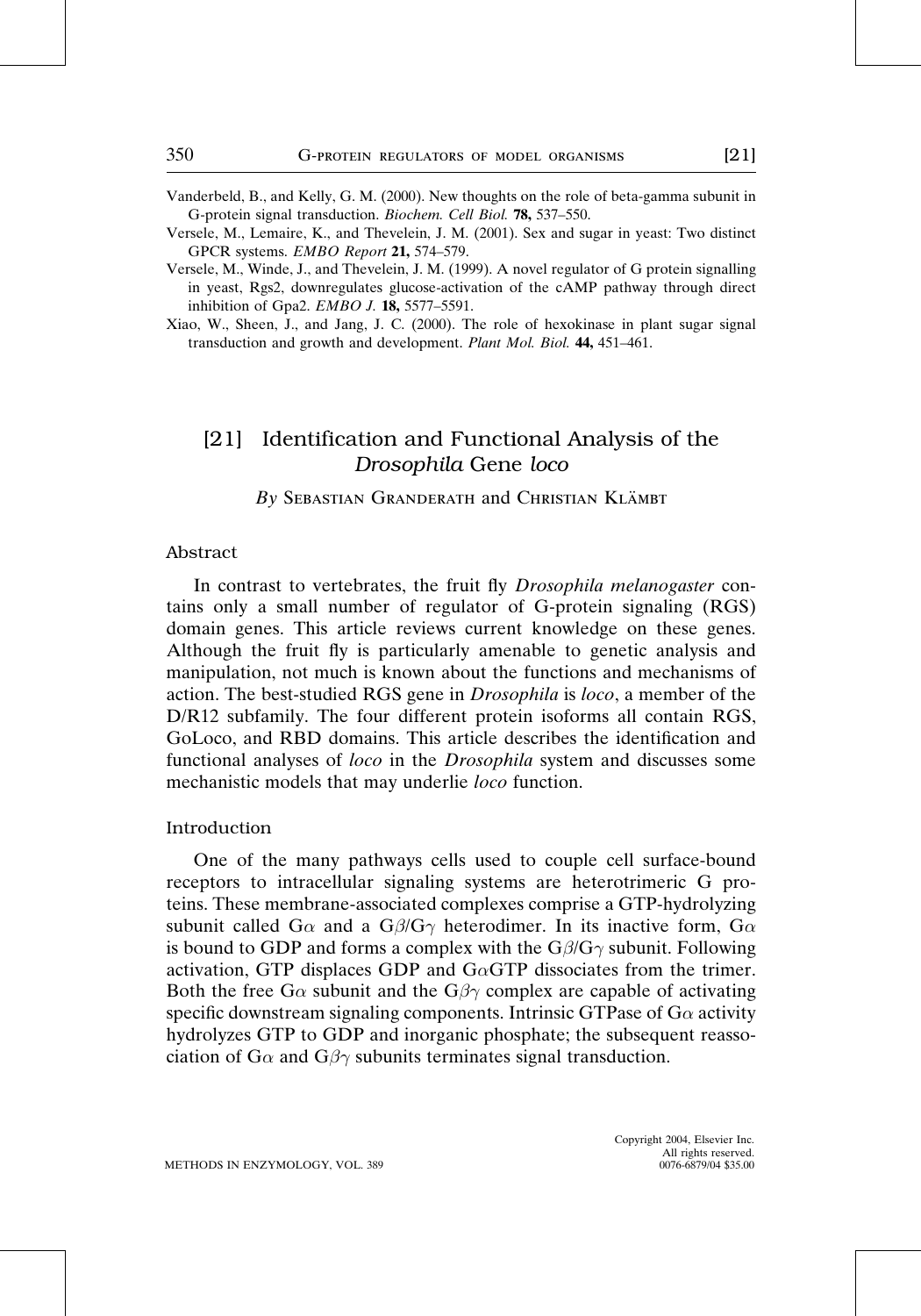Vanderbeld, B., and Kelly, G. M. (2000). New thoughts on the role of beta-gamma subunit in G-protein signal transduction. *Biochem. Cell Biol.* **78,** 537–550.

Versele, M., Lemaire, K., and Thevelein, J. M. (2001). Sex and sugar in yeast: Two distinct GPCR systems. *EMBO Report* **21,** 574–579.

Versele, M., Winde, J., and Thevelein, J. M. (1999). A novel regulator of G protein signalling in yeast, Rgs2, downregulates glucose-activation of the cAMP pathway through direct inhibition of Gpa2. *EMBO J.* **18,** 5577–5591.

Xiao, W., Sheen, J., and Jang, J. C. (2000). The role of hexokinase in plant sugar signal transduction and growth and development. *Plant Mol. Biol.* **44,** 451–461.

# [21] Identification and Functional Analysis of the *Drosophila* Gene *loco*

*By* Sebastian Granderath and Christian Klämbt

## Abstract

In contrast to vertebrates, the fruit fly *Drosophila melanogaster* contains only a small number of regulator of G-protein signaling (RGS) domain genes. This article reviews current knowledge on these genes. Although the fruit fly is particularly amenable to genetic analysis and manipulation, not much is known about the functions and mechanisms of action. The best-studied RGS gene in *Drosophila* is *loco*, a member of the D/R12 subfamily. The four different protein isoforms all contain RGS, GoLoco, and RBD domains. This article describes the identification and functional analyses of *loco* in the *Drosophila* system and discusses some mechanistic models that may underlie *loco* function.

## Introduction

One of the many pathways cells used to couple cell surface-bound receptors to intracellular signaling systems are heterotrimeric G proteins. These membrane-associated complexes comprise a GTP-hydrolyzing subunit called G$\alpha$ and a G$\beta$/G$\gamma$ heterodimer. In its inactive form, G$\alpha$ is bound to GDP and forms a complex with the G$\beta$/G$\gamma$ subunit. Following activation, GTP displaces GDP and G$\alpha$GTP dissociates from the trimer. Both the free G$\alpha$ subunit and the G$\beta\gamma$ complex are capable of activating specific downstream signaling components. Intrinsic GTPase of G$\alpha$ activity hydrolyzes GTP to GDP and inorganic phosphate; the subsequent reassociation of G$\alpha$ and G$\beta\gamma$ subunits terminates signal transduction.